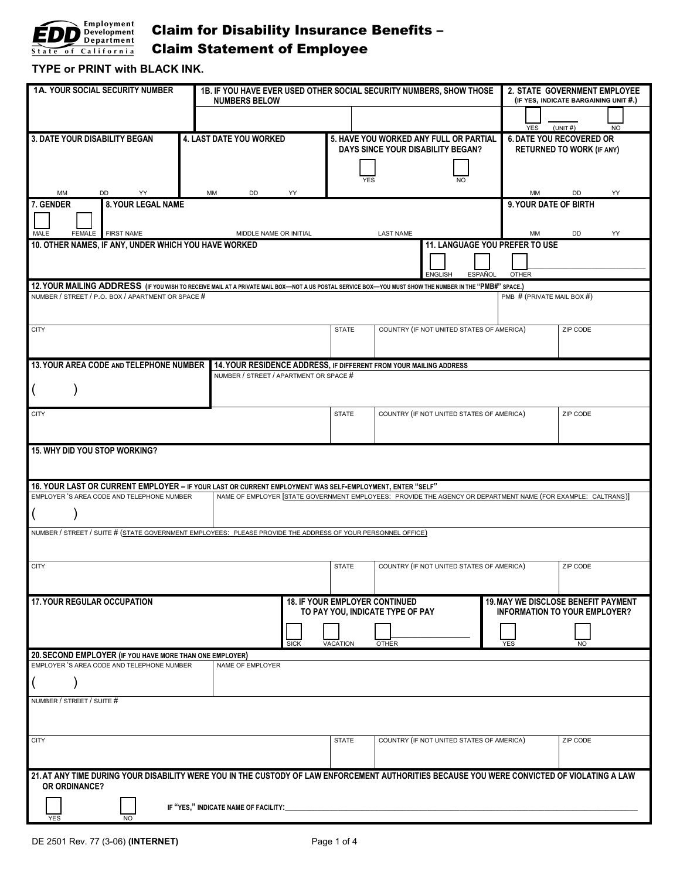Employment Development Department
State of California

# Claim for Disability Insurance Benefits – Claim Statement of Employee

**TYPE or PRINT with BLACK INK.**

**1A. YOUR SOCIAL SECURITY NUMBER**

**1B. IF YOU HAVE EVER USED OTHER SOCIAL SECURITY NUMBERS, SHOW THOSE NUMBERS BELOW**

**2. STATE GOVERNMENT EMPLOYEE** (IF YES, INDICATE BARGAINING UNIT #.)
☐ YES ____ (UNIT #) ☐ NO

**3. DATE YOUR DISABILITY BEGAN**
MM DD YY

**4. LAST DATE YOU WORKED**
MM DD YY

**5. HAVE YOU WORKED ANY FULL OR PARTIAL DAYS SINCE YOUR DISABILITY BEGAN?**
☐ YES ☐ NO

**6. DATE YOU RECOVERED OR RETURNED TO WORK (IF ANY)**
MM DD YY

**7. GENDER**
☐ MALE ☐ FEMALE

**8. YOUR LEGAL NAME**
FIRST NAME | MIDDLE NAME OR INITIAL | LAST NAME

**9. YOUR DATE OF BIRTH**
MM DD YY

**10. OTHER NAMES, IF ANY, UNDER WHICH YOU HAVE WORKED**

**11. LANGUAGE YOU PREFER TO USE**
☐ ENGLISH ☐ ESPAÑOL ☐ OTHER ____________

**12. YOUR MAILING ADDRESS** (IF YOU WISH TO RECEIVE MAIL AT A PRIVATE MAIL BOX—NOT A US POSTAL SERVICE BOX—YOU MUST SHOW THE NUMBER IN THE "PMB#" SPACE.)
NUMBER / STREET / P.O. BOX / APARTMENT OR SPACE # | PMB # (PRIVATE MAIL BOX #)
CITY | STATE | COUNTRY (IF NOT UNITED STATES OF AMERICA) | ZIP CODE

**13. YOUR AREA CODE AND TELEPHONE NUMBER**
(    )

**14. YOUR RESIDENCE ADDRESS, IF DIFFERENT FROM YOUR MAILING ADDRESS**
NUMBER / STREET / APARTMENT OR SPACE #
CITY | STATE | COUNTRY (IF NOT UNITED STATES OF AMERICA) | ZIP CODE

**15. WHY DID YOU STOP WORKING?**

**16. YOUR LAST OR CURRENT EMPLOYER – IF YOUR LAST OR CURRENT EMPLOYMENT WAS SELF-EMPLOYMENT, ENTER "SELF"**
EMPLOYER'S AREA CODE AND TELEPHONE NUMBER
(    )
NAME OF EMPLOYER [STATE GOVERNMENT EMPLOYEES: PROVIDE THE AGENCY OR DEPARTMENT NAME (FOR EXAMPLE: CALTRANS)]
NUMBER / STREET / SUITE # (STATE GOVERNMENT EMPLOYEES: PLEASE PROVIDE THE ADDRESS OF YOUR PERSONNEL OFFICE)
CITY | STATE | COUNTRY (IF NOT UNITED STATES OF AMERICA) | ZIP CODE

**17. YOUR REGULAR OCCUPATION**

**18. IF YOUR EMPLOYER CONTINUED TO PAY YOU, INDICATE TYPE OF PAY**
☐ SICK ☐ VACATION ☐ OTHER ____________

**19. MAY WE DISCLOSE BENEFIT PAYMENT INFORMATION TO YOUR EMPLOYER?**
☐ YES ☐ NO

**20. SECOND EMPLOYER (IF YOU HAVE MORE THAN ONE EMPLOYER)**
EMPLOYER'S AREA CODE AND TELEPHONE NUMBER
(    )
NAME OF EMPLOYER
NUMBER / STREET / SUITE #
CITY | STATE | COUNTRY (IF NOT UNITED STATES OF AMERICA) | ZIP CODE

**21. AT ANY TIME DURING YOUR DISABILITY WERE YOU IN THE CUSTODY OF LAW ENFORCEMENT AUTHORITIES BECAUSE YOU WERE CONVICTED OF VIOLATING A LAW OR ORDINANCE?**
☐ YES ☐ NO
IF "YES," INDICATE NAME OF FACILITY: ____________________________________________

DE 2501 Rev. 77 (3-06) **(INTERNET)**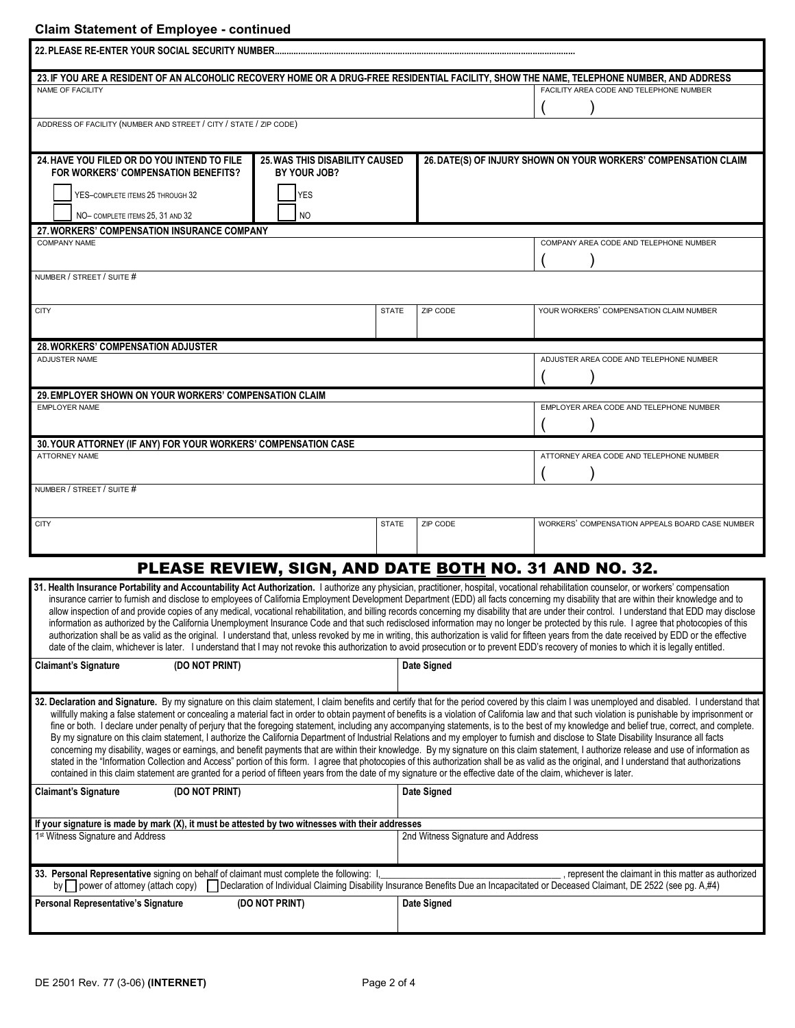## Claim Statement of Employee - continued

**22. PLEASE RE-ENTER YOUR SOCIAL SECURITY NUMBER..............................................................................................................................................**

**23. IF YOU ARE A RESIDENT OF AN ALCOHOLIC RECOVERY HOME OR A DRUG-FREE RESIDENTIAL FACILITY, SHOW THE NAME, TELEPHONE NUMBER, AND ADDRESS**

| NAME OF FACILITY | FACILITY AREA CODE AND TELEPHONE NUMBER |
|---|---|
| | ( ) |

ADDRESS OF FACILITY (NUMBER AND STREET / CITY / STATE / ZIP CODE)

| **24. HAVE YOU FILED OR DO YOU INTEND TO FILE FOR WORKERS' COMPENSATION BENEFITS?** | **25. WAS THIS DISABILITY CAUSED BY YOUR JOB?** | **26. DATE(S) OF INJURY SHOWN ON YOUR WORKERS' COMPENSATION CLAIM** |
|---|---|---|
| ☐ YES–COMPLETE ITEMS 25 THROUGH 32 | ☐ YES | |
| ☐ NO– COMPLETE ITEMS 25, 31 AND 32 | ☐ NO | |

**27. WORKERS' COMPENSATION INSURANCE COMPANY**

| COMPANY NAME | | | COMPANY AREA CODE AND TELEPHONE NUMBER |
|---|---|---|---|
| | | | ( ) |
| NUMBER / STREET / SUITE # | | | |
| CITY | STATE | ZIP CODE | YOUR WORKERS' COMPENSATION CLAIM NUMBER |

**28. WORKERS' COMPENSATION ADJUSTER**

| ADJUSTER NAME | ADJUSTER AREA CODE AND TELEPHONE NUMBER |
|---|---|
| | ( ) |

**29. EMPLOYER SHOWN ON YOUR WORKERS' COMPENSATION CLAIM**

| EMPLOYER NAME | EMPLOYER AREA CODE AND TELEPHONE NUMBER |
|---|---|
| | ( ) |

**30. YOUR ATTORNEY (IF ANY) FOR YOUR WORKERS' COMPENSATION CASE**

| ATTORNEY NAME | | | ATTORNEY AREA CODE AND TELEPHONE NUMBER |
|---|---|---|---|
| | | | ( ) |
| NUMBER / STREET / SUITE # | | | |
| CITY | STATE | ZIP CODE | WORKERS' COMPENSATION APPEALS BOARD CASE NUMBER |

## PLEASE REVIEW, SIGN, AND DATE BOTH NO. 31 AND NO. 32.

**31. Health Insurance Portability and Accountability Act Authorization.** I authorize any physician, practitioner, hospital, vocational rehabilitation counselor, or workers' compensation insurance carrier to furnish and disclose to employees of California Employment Development Department (EDD) all facts concerning my disability that are within their knowledge and to allow inspection of and provide copies of any medical, vocational rehabilitation, and billing records concerning my disability that are under their control. I understand that EDD may disclose information as authorized by the California Unemployment Insurance Code and that such redisclosed information may no longer be protected by this rule. I agree that photocopies of this authorization shall be as valid as the original. I understand that, unless revoked by me in writing, this authorization is valid for fifteen years from the date received by EDD or the effective date of the claim, whichever is later. I understand that I may not revoke this authorization to avoid prosecution or to prevent EDD's recovery of monies to which it is legally entitled.

| **Claimant's Signature (DO NOT PRINT)** | **Date Signed** |
|---|---|
| | |

**32. Declaration and Signature.** By my signature on this claim statement, I claim benefits and certify that for the period covered by this claim I was unemployed and disabled. I understand that willfully making a false statement or concealing a material fact in order to obtain payment of benefits is a violation of California law and that such violation is punishable by imprisonment or fine or both. I declare under penalty of perjury that the foregoing statement, including any accompanying statements, is to the best of my knowledge and belief true, correct, and complete. By my signature on this claim statement, I authorize the California Department of Industrial Relations and my employer to furnish and disclose to State Disability Insurance all facts concerning my disability, wages or earnings, and benefit payments that are within their knowledge. By my signature on this claim statement, I authorize release and use of information as stated in the "Information Collection and Access" portion of this form. I agree that photocopies of this authorization shall be as valid as the original, and I understand that authorizations contained in this claim statement are granted for a period of fifteen years from the date of my signature or the effective date of the claim, whichever is later.

| **Claimant's Signature (DO NOT PRINT)** | **Date Signed** |
|---|---|
| | |

**If your signature is made by mark (X), it must be attested by two witnesses with their addresses**

| 1st Witness Signature and Address | 2nd Witness Signature and Address |
|---|---|
| | |

**33. Personal Representative** signing on behalf of claimant must complete the following: I, ______________________________ , represent the claimant in this matter as authorized by ☐ power of attorney (attach copy) ☐ Declaration of Individual Claiming Disability Insurance Benefits Due an Incapacitated or Deceased Claimant, DE 2522 (see pg. A,#4)

| **Personal Representative's Signature (DO NOT PRINT)** | **Date Signed** |
|---|---|
| | |

DE 2501 Rev. 77 (3-06) **(INTERNET)**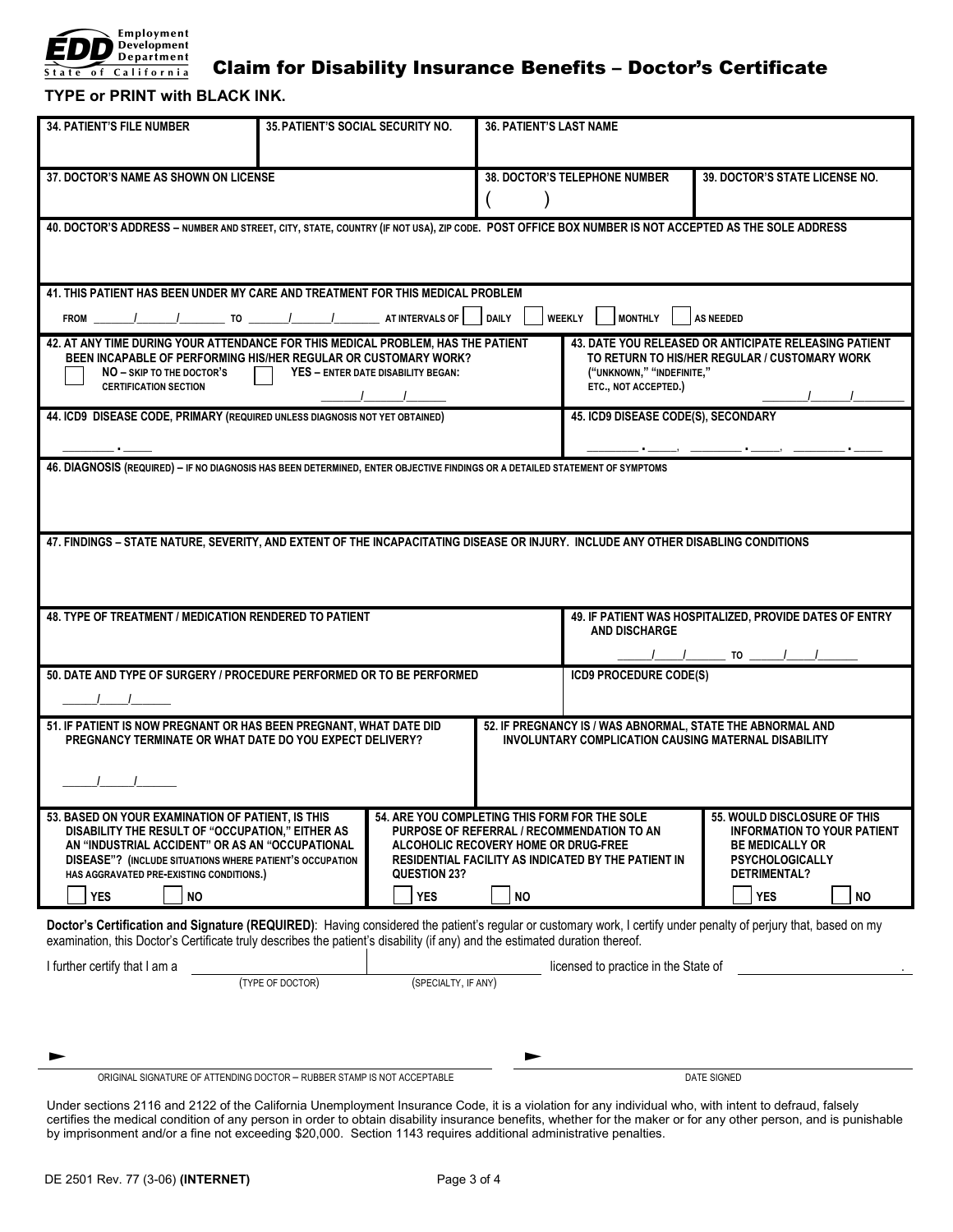**Employment Development Department**
**State of California**

# Claim for Disability Insurance Benefits – Doctor's Certificate

**TYPE or PRINT with BLACK INK.**

| 34. PATIENT'S FILE NUMBER | 35. PATIENT'S SOCIAL SECURITY NO. | 36. PATIENT'S LAST NAME | |
|---|---|---|---|
| | | | |
| **37. DOCTOR'S NAME AS SHOWN ON LICENSE** | | **38. DOCTOR'S TELEPHONE NUMBER** ( ) | **39. DOCTOR'S STATE LICENSE NO.** |

**40. DOCTOR'S ADDRESS** – NUMBER AND STREET, CITY, STATE, COUNTRY (IF NOT USA), ZIP CODE. POST OFFICE BOX NUMBER IS NOT ACCEPTED AS THE SOLE ADDRESS

**41. THIS PATIENT HAS BEEN UNDER MY CARE AND TREATMENT FOR THIS MEDICAL PROBLEM**

FROM ____/____/____ TO ____/____/____ AT INTERVALS OF ☐ DAILY ☐ WEEKLY ☐ MONTHLY ☐ AS NEEDED

**42. AT ANY TIME DURING YOUR ATTENDANCE FOR THIS MEDICAL PROBLEM, HAS THE PATIENT BEEN INCAPABLE OF PERFORMING HIS/HER REGULAR OR CUSTOMARY WORK?**

☐ NO – SKIP TO THE DOCTOR'S CERTIFICATION SECTION ☐ YES – ENTER DATE DISABILITY BEGAN: ____/____/____

**43. DATE YOU RELEASED OR ANTICIPATE RELEASING PATIENT TO RETURN TO HIS/HER REGULAR / CUSTOMARY WORK** ("UNKNOWN," "INDEFINITE," ETC., NOT ACCEPTED.) ____/____/____

**44. ICD9 DISEASE CODE, PRIMARY** (REQUIRED UNLESS DIAGNOSIS NOT YET OBTAINED)

______ . ____

**45. ICD9 DISEASE CODE(S), SECONDARY**

______ . ____, ______ . ____, ______ . ____

**46. DIAGNOSIS** (REQUIRED) – IF NO DIAGNOSIS HAS BEEN DETERMINED, ENTER OBJECTIVE FINDINGS OR A DETAILED STATEMENT OF SYMPTOMS

**47. FINDINGS – STATE NATURE, SEVERITY, AND EXTENT OF THE INCAPACITATING DISEASE OR INJURY. INCLUDE ANY OTHER DISABLING CONDITIONS**

**48. TYPE OF TREATMENT / MEDICATION RENDERED TO PATIENT**

**49. IF PATIENT WAS HOSPITALIZED, PROVIDE DATES OF ENTRY AND DISCHARGE**

____/____/____ TO ____/____/____

**50. DATE AND TYPE OF SURGERY / PROCEDURE PERFORMED OR TO BE PERFORMED**

____/____/____

**ICD9 PROCEDURE CODE(S)**

**51. IF PATIENT IS NOW PREGNANT OR HAS BEEN PREGNANT, WHAT DATE DID PREGNANCY TERMINATE OR WHAT DATE DO YOU EXPECT DELIVERY?**

____/____/____

**52. IF PREGNANCY IS / WAS ABNORMAL, STATE THE ABNORMAL AND INVOLUNTARY COMPLICATION CAUSING MATERNAL DISABILITY**

**53. BASED ON YOUR EXAMINATION OF PATIENT, IS THIS DISABILITY THE RESULT OF "OCCUPATION," EITHER AS AN "INDUSTRIAL ACCIDENT" OR AS AN "OCCUPATIONAL DISEASE"?** (INCLUDE SITUATIONS WHERE PATIENT'S OCCUPATION HAS AGGRAVATED PRE-EXISTING CONDITIONS.)

☐ YES ☐ NO

**54. ARE YOU COMPLETING THIS FORM FOR THE SOLE PURPOSE OF REFERRAL / RECOMMENDATION TO AN ALCOHOLIC RECOVERY HOME OR DRUG-FREE RESIDENTIAL FACILITY AS INDICATED BY THE PATIENT IN QUESTION 23?**

☐ YES ☐ NO

**55. WOULD DISCLOSURE OF THIS INFORMATION TO YOUR PATIENT BE MEDICALLY OR PSYCHOLOGICALLY DETRIMENTAL?**

☐ YES ☐ NO

**Doctor's Certification and Signature (REQUIRED)**: Having considered the patient's regular or customary work, I certify under penalty of perjury that, based on my examination, this Doctor's Certificate truly describes the patient's disability (if any) and the estimated duration thereof.

I further certify that I am a ______________ (TYPE OF DOCTOR) ______________ (SPECIALTY, IF ANY) licensed to practice in the State of ______________.

► ________________________________
ORIGINAL SIGNATURE OF ATTENDING DOCTOR – RUBBER STAMP IS NOT ACCEPTABLE

► ________________________________
DATE SIGNED

Under sections 2116 and 2122 of the California Unemployment Insurance Code, it is a violation for any individual who, with intent to defraud, falsely certifies the medical condition of any person in order to obtain disability insurance benefits, whether for the maker or for any other person, and is punishable by imprisonment and/or a fine not exceeding $20,000. Section 1143 requires additional administrative penalties.

DE 2501 Rev. 77 (3-06) **(INTERNET)**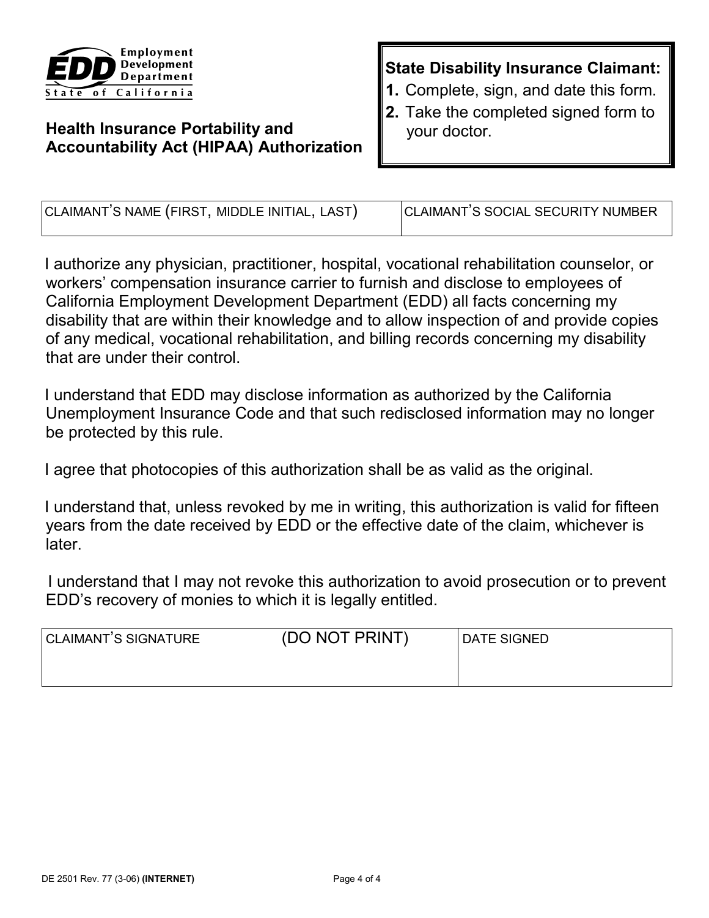Employment Development Department
State of California

## Health Insurance Portability and Accountability Act (HIPAA) Authorization

**State Disability Insurance Claimant:**

1. Complete, sign, and date this form.
2. Take the completed signed form to your doctor.

| CLAIMANT'S NAME (FIRST, MIDDLE INITIAL, LAST) | CLAIMANT'S SOCIAL SECURITY NUMBER |
|---|---|
| | |

I authorize any physician, practitioner, hospital, vocational rehabilitation counselor, or workers' compensation insurance carrier to furnish and disclose to employees of California Employment Development Department (EDD) all facts concerning my disability that are within their knowledge and to allow inspection of and provide copies of any medical, vocational rehabilitation, and billing records concerning my disability that are under their control.

I understand that EDD may disclose information as authorized by the California Unemployment Insurance Code and that such redisclosed information may no longer be protected by this rule.

I agree that photocopies of this authorization shall be as valid as the original.

I understand that, unless revoked by me in writing, this authorization is valid for fifteen years from the date received by EDD or the effective date of the claim, whichever is later.

I understand that I may not revoke this authorization to avoid prosecution or to prevent EDD's recovery of monies to which it is legally entitled.

| CLAIMANT'S SIGNATURE (DO NOT PRINT) | DATE SIGNED |
|---|---|
| | |

DE 2501 Rev. 77 (3-06) **(INTERNET)**